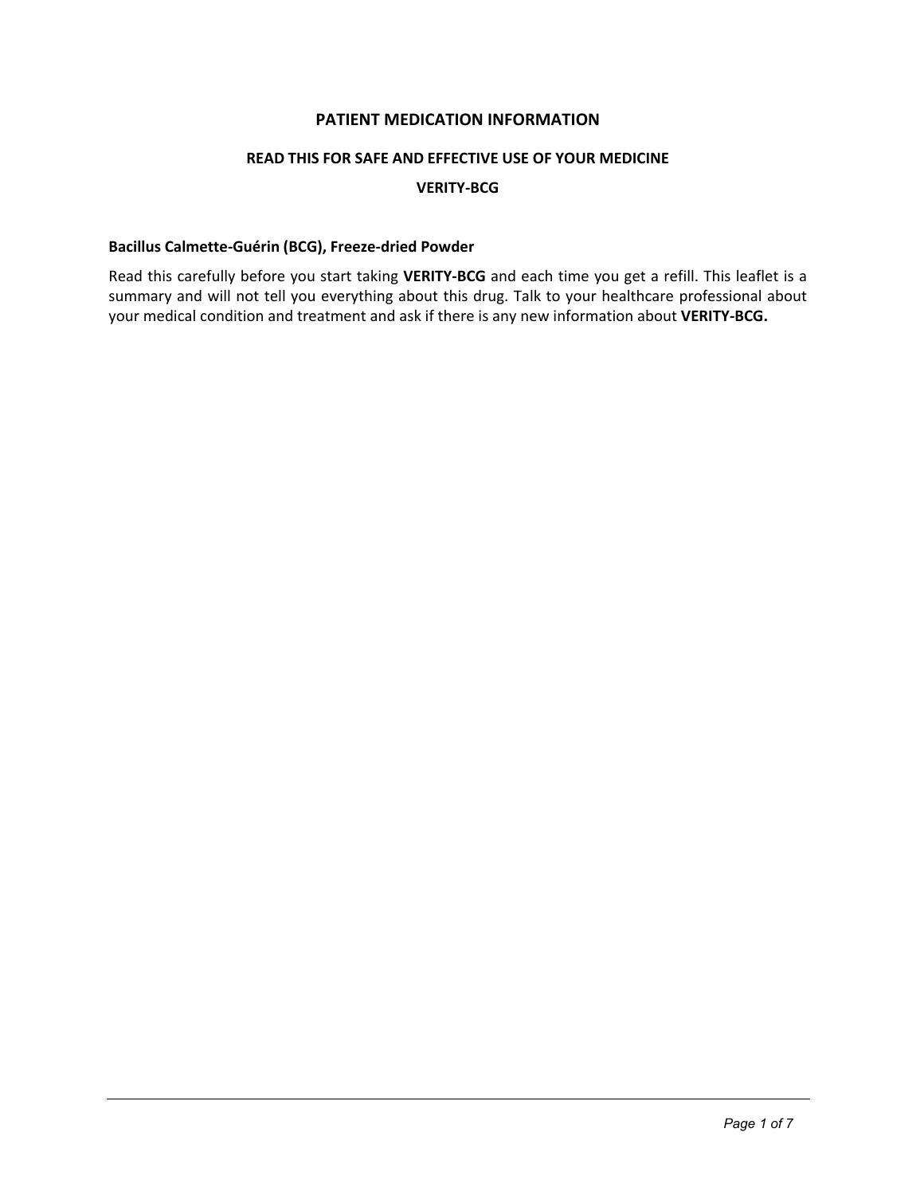# PATIENT MEDICATION INFORMATION

## READ THIS FOR SAFE AND EFFECTIVE USE OF YOUR MEDICINE

## VERITY-BCG

**Bacillus Calmette-Guérin (BCG), Freeze-dried Powder**

Read this carefully before you start taking **VERITY-BCG** and each time you get a refill. This leaflet is a summary and will not tell you everything about this drug. Talk to your healthcare professional about your medical condition and treatment and ask if there is any new information about **VERITY-BCG.**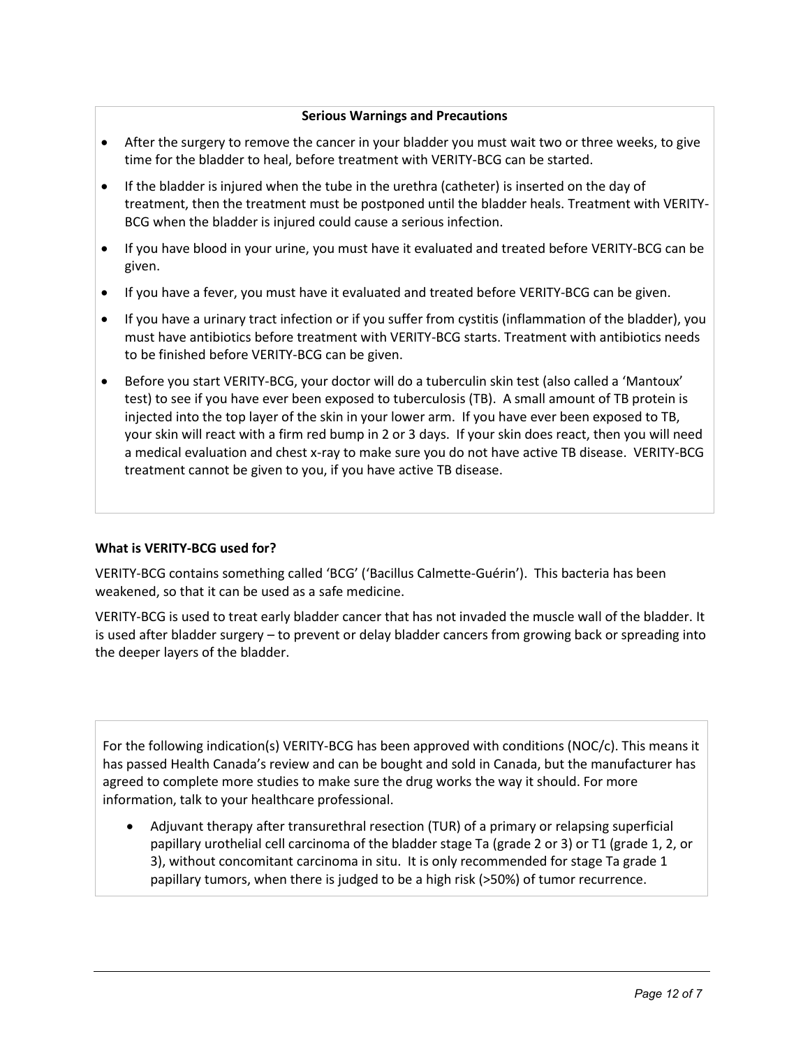**Serious Warnings and Precautions**

- After the surgery to remove the cancer in your bladder you must wait two or three weeks, to give time for the bladder to heal, before treatment with VERITY-BCG can be started.
- If the bladder is injured when the tube in the urethra (catheter) is inserted on the day of treatment, then the treatment must be postponed until the bladder heals. Treatment with VERITY-BCG when the bladder is injured could cause a serious infection.
- If you have blood in your urine, you must have it evaluated and treated before VERITY-BCG can be given.
- If you have a fever, you must have it evaluated and treated before VERITY-BCG can be given.
- If you have a urinary tract infection or if you suffer from cystitis (inflammation of the bladder), you must have antibiotics before treatment with VERITY-BCG starts. Treatment with antibiotics needs to be finished before VERITY-BCG can be given.
- Before you start VERITY-BCG, your doctor will do a tuberculin skin test (also called a 'Mantoux' test) to see if you have ever been exposed to tuberculosis (TB). A small amount of TB protein is injected into the top layer of the skin in your lower arm. If you have ever been exposed to TB, your skin will react with a firm red bump in 2 or 3 days. If your skin does react, then you will need a medical evaluation and chest x-ray to make sure you do not have active TB disease. VERITY-BCG treatment cannot be given to you, if you have active TB disease.

**What is VERITY-BCG used for?**

VERITY-BCG contains something called 'BCG' ('Bacillus Calmette-Guérin'). This bacteria has been weakened, so that it can be used as a safe medicine.

VERITY-BCG is used to treat early bladder cancer that has not invaded the muscle wall of the bladder. It is used after bladder surgery – to prevent or delay bladder cancers from growing back or spreading into the deeper layers of the bladder.

For the following indication(s) VERITY-BCG has been approved with conditions (NOC/c). This means it has passed Health Canada's review and can be bought and sold in Canada, but the manufacturer has agreed to complete more studies to make sure the drug works the way it should. For more information, talk to your healthcare professional.

- Adjuvant therapy after transurethral resection (TUR) of a primary or relapsing superficial papillary urothelial cell carcinoma of the bladder stage Ta (grade 2 or 3) or T1 (grade 1, 2, or 3), without concomitant carcinoma in situ. It is only recommended for stage Ta grade 1 papillary tumors, when there is judged to be a high risk (>50%) of tumor recurrence.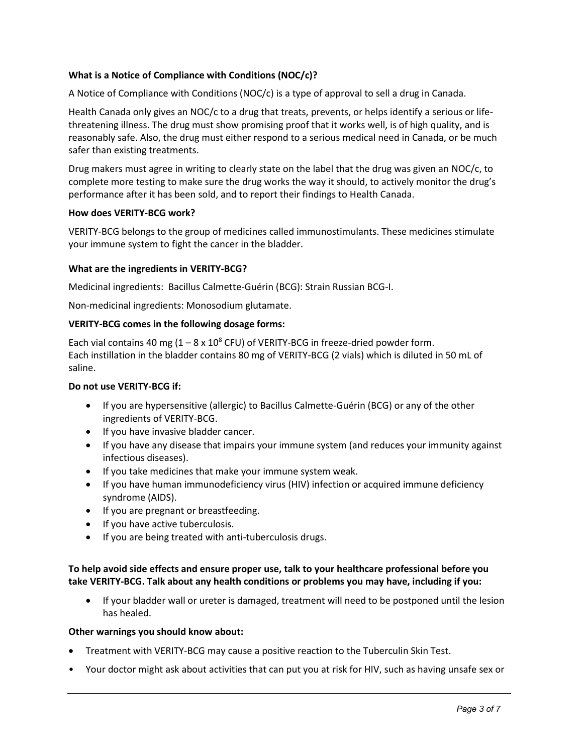**What is a Notice of Compliance with Conditions (NOC/c)?**

A Notice of Compliance with Conditions (NOC/c) is a type of approval to sell a drug in Canada.

Health Canada only gives an NOC/c to a drug that treats, prevents, or helps identify a serious or life-threatening illness. The drug must show promising proof that it works well, is of high quality, and is reasonably safe. Also, the drug must either respond to a serious medical need in Canada, or be much safer than existing treatments.

Drug makers must agree in writing to clearly state on the label that the drug was given an NOC/c, to complete more testing to make sure the drug works the way it should, to actively monitor the drug's performance after it has been sold, and to report their findings to Health Canada.

**How does VERITY-BCG work?**

VERITY-BCG belongs to the group of medicines called immunostimulants. These medicines stimulate your immune system to fight the cancer in the bladder.

**What are the ingredients in VERITY-BCG?**

Medicinal ingredients: Bacillus Calmette-Guérin (BCG): Strain Russian BCG-I.

Non-medicinal ingredients: Monosodium glutamate.

**VERITY-BCG comes in the following dosage forms:**

Each vial contains 40 mg ($1 – 8 \times 10^8$ CFU) of VERITY-BCG in freeze-dried powder form.
Each instillation in the bladder contains 80 mg of VERITY-BCG (2 vials) which is diluted in 50 mL of saline.

**Do not use VERITY-BCG if:**

- If you are hypersensitive (allergic) to Bacillus Calmette-Guérin (BCG) or any of the other ingredients of VERITY-BCG.
- If you have invasive bladder cancer.
- If you have any disease that impairs your immune system (and reduces your immunity against infectious diseases).
- If you take medicines that make your immune system weak.
- If you have human immunodeficiency virus (HIV) infection or acquired immune deficiency syndrome (AIDS).
- If you are pregnant or breastfeeding.
- If you have active tuberculosis.
- If you are being treated with anti-tuberculosis drugs.

**To help avoid side effects and ensure proper use, talk to your healthcare professional before you take VERITY-BCG. Talk about any health conditions or problems you may have, including if you:**

- If your bladder wall or ureter is damaged, treatment will need to be postponed until the lesion has healed.

**Other warnings you should know about:**

- Treatment with VERITY-BCG may cause a positive reaction to the Tuberculin Skin Test.
- Your doctor might ask about activities that can put you at risk for HIV, such as having unsafe sex or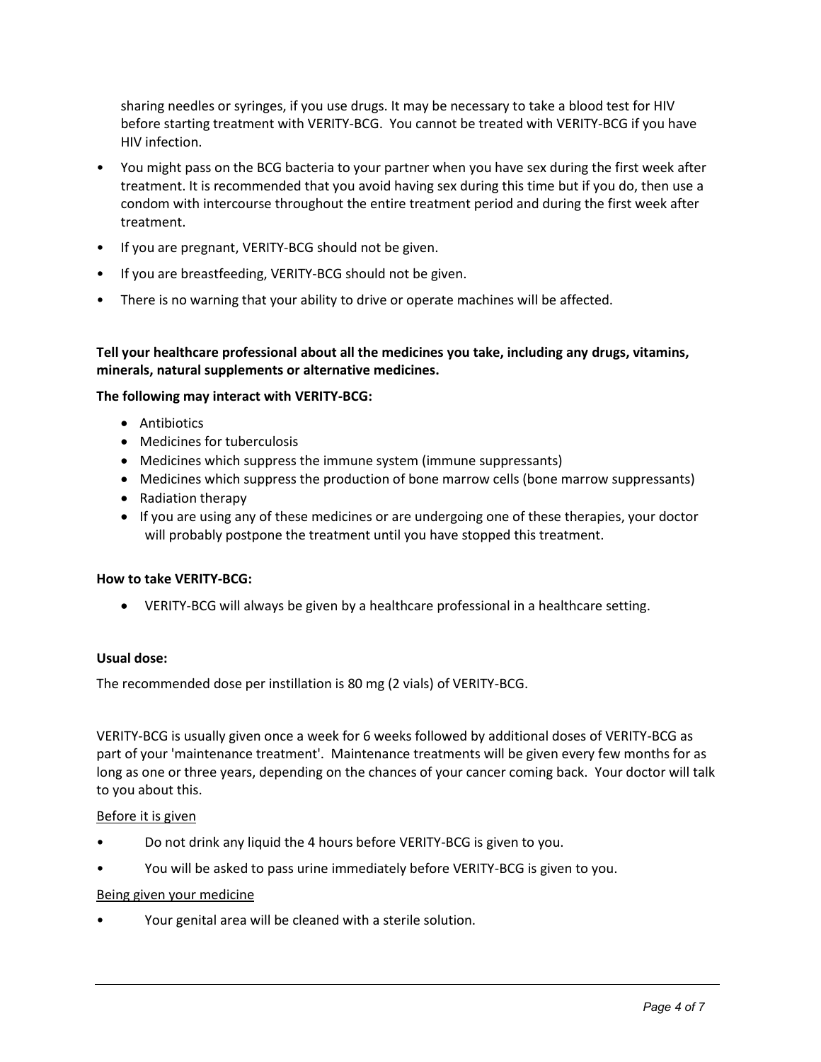sharing needles or syringes, if you use drugs. It may be necessary to take a blood test for HIV before starting treatment with VERITY-BCG. You cannot be treated with VERITY-BCG if you have HIV infection.

- You might pass on the BCG bacteria to your partner when you have sex during the first week after treatment. It is recommended that you avoid having sex during this time but if you do, then use a condom with intercourse throughout the entire treatment period and during the first week after treatment.
- If you are pregnant, VERITY-BCG should not be given.
- If you are breastfeeding, VERITY-BCG should not be given.
- There is no warning that your ability to drive or operate machines will be affected.

**Tell your healthcare professional about all the medicines you take, including any drugs, vitamins, minerals, natural supplements or alternative medicines.**

**The following may interact with VERITY-BCG:**

- Antibiotics
- Medicines for tuberculosis
- Medicines which suppress the immune system (immune suppressants)
- Medicines which suppress the production of bone marrow cells (bone marrow suppressants)
- Radiation therapy
- If you are using any of these medicines or are undergoing one of these therapies, your doctor will probably postpone the treatment until you have stopped this treatment.

**How to take VERITY-BCG:**

- VERITY-BCG will always be given by a healthcare professional in a healthcare setting.

**Usual dose:**

The recommended dose per instillation is 80 mg (2 vials) of VERITY-BCG.

VERITY-BCG is usually given once a week for 6 weeks followed by additional doses of VERITY-BCG as part of your 'maintenance treatment'. Maintenance treatments will be given every few months for as long as one or three years, depending on the chances of your cancer coming back. Your doctor will talk to you about this.

<u>Before it is given</u>

- Do not drink any liquid the 4 hours before VERITY-BCG is given to you.
- You will be asked to pass urine immediately before VERITY-BCG is given to you.

<u>Being given your medicine</u>

- Your genital area will be cleaned with a sterile solution.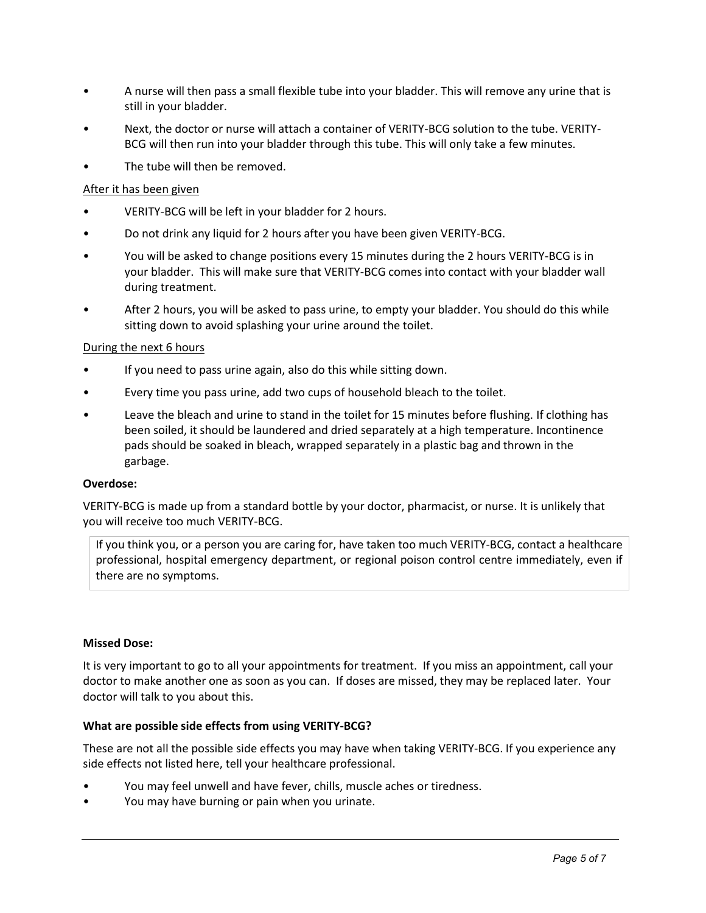- A nurse will then pass a small flexible tube into your bladder. This will remove any urine that is still in your bladder.
- Next, the doctor or nurse will attach a container of VERITY-BCG solution to the tube. VERITY-BCG will then run into your bladder through this tube. This will only take a few minutes.
- The tube will then be removed.

<u>After it has been given</u>

- VERITY-BCG will be left in your bladder for 2 hours.
- Do not drink any liquid for 2 hours after you have been given VERITY-BCG.
- You will be asked to change positions every 15 minutes during the 2 hours VERITY-BCG is in your bladder. This will make sure that VERITY-BCG comes into contact with your bladder wall during treatment.
- After 2 hours, you will be asked to pass urine, to empty your bladder. You should do this while sitting down to avoid splashing your urine around the toilet.

<u>During the next 6 hours</u>

- If you need to pass urine again, also do this while sitting down.
- Every time you pass urine, add two cups of household bleach to the toilet.
- Leave the bleach and urine to stand in the toilet for 15 minutes before flushing. If clothing has been soiled, it should be laundered and dried separately at a high temperature. Incontinence pads should be soaked in bleach, wrapped separately in a plastic bag and thrown in the garbage.

**Overdose:**

VERITY-BCG is made up from a standard bottle by your doctor, pharmacist, or nurse. It is unlikely that you will receive too much VERITY-BCG.

> If you think you, or a person you are caring for, have taken too much VERITY-BCG, contact a healthcare professional, hospital emergency department, or regional poison control centre immediately, even if there are no symptoms.

**Missed Dose:**

It is very important to go to all your appointments for treatment. If you miss an appointment, call your doctor to make another one as soon as you can. If doses are missed, they may be replaced later. Your doctor will talk to you about this.

**What are possible side effects from using VERITY-BCG?**

These are not all the possible side effects you may have when taking VERITY-BCG. If you experience any side effects not listed here, tell your healthcare professional.

- You may feel unwell and have fever, chills, muscle aches or tiredness.
- You may have burning or pain when you urinate.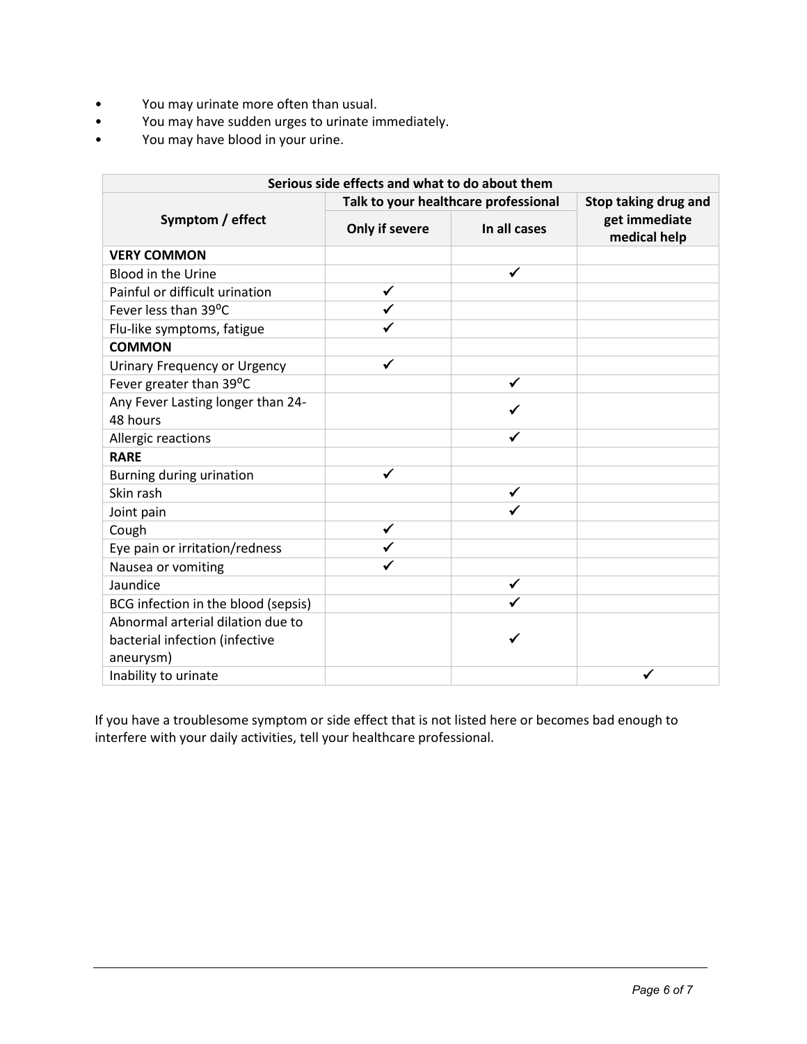- You may urinate more often than usual.
- You may have sudden urges to urinate immediately.
- You may have blood in your urine.

| Serious side effects and what to do about them | | | |
|---|---|---|---|
| Symptom / effect | Talk to your healthcare professional | | Stop taking drug and get immediate medical help |
| | Only if severe | In all cases | |
| **VERY COMMON** | | | |
| Blood in the Urine | | ✓ | |
| Painful or difficult urination | ✓ | | |
| Fever less than 39ºC | ✓ | | |
| Flu-like symptoms, fatigue | ✓ | | |
| **COMMON** | | | |
| Urinary Frequency or Urgency | ✓ | | |
| Fever greater than 39ºC | | ✓ | |
| Any Fever Lasting longer than 24-48 hours | | ✓ | |
| Allergic reactions | | ✓ | |
| **RARE** | | | |
| Burning during urination | ✓ | | |
| Skin rash | | ✓ | |
| Joint pain | | ✓ | |
| Cough | ✓ | | |
| Eye pain or irritation/redness | ✓ | | |
| Nausea or vomiting | ✓ | | |
| Jaundice | | ✓ | |
| BCG infection in the blood (sepsis) | | ✓ | |
| Abnormal arterial dilation due to bacterial infection (infective aneurysm) | | ✓ | |
| Inability to urinate | | | ✓ |

If you have a troublesome symptom or side effect that is not listed here or becomes bad enough to interfere with your daily activities, tell your healthcare professional.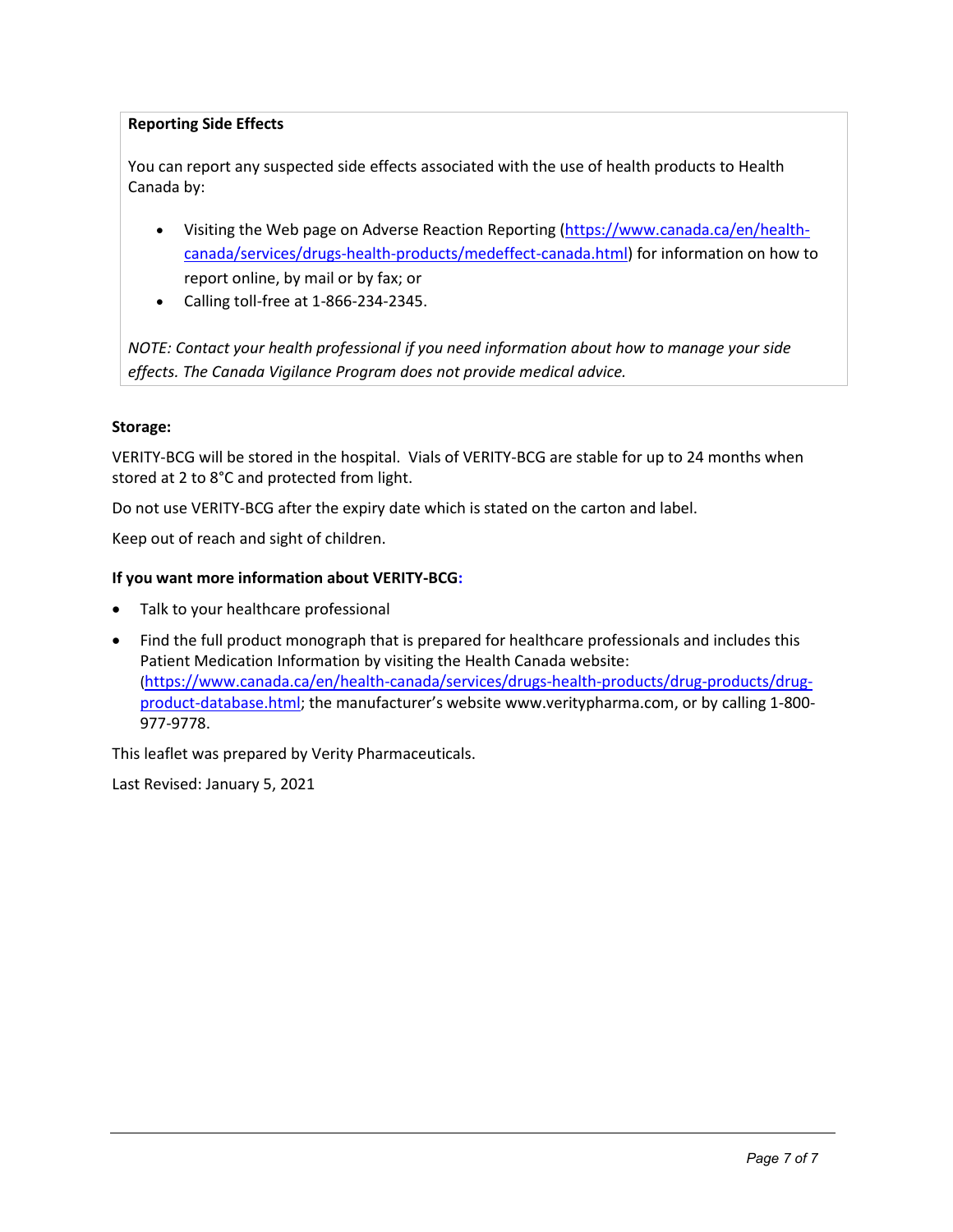**Reporting Side Effects**

You can report any suspected side effects associated with the use of health products to Health Canada by:

- Visiting the Web page on Adverse Reaction Reporting (https://www.canada.ca/en/health-canada/services/drugs-health-products/medeffect-canada.html) for information on how to report online, by mail or by fax; or
- Calling toll-free at 1-866-234-2345.

*NOTE: Contact your health professional if you need information about how to manage your side effects. The Canada Vigilance Program does not provide medical advice.*

**Storage:**

VERITY-BCG will be stored in the hospital. Vials of VERITY-BCG are stable for up to 24 months when stored at 2 to 8°C and protected from light.

Do not use VERITY-BCG after the expiry date which is stated on the carton and label.

Keep out of reach and sight of children.

**If you want more information about VERITY-BCG:**

- Talk to your healthcare professional
- Find the full product monograph that is prepared for healthcare professionals and includes this Patient Medication Information by visiting the Health Canada website: (https://www.canada.ca/en/health-canada/services/drugs-health-products/drug-products/drug-product-database.html; the manufacturer's website www.veritypharma.com, or by calling 1-800-977-9778.

This leaflet was prepared by Verity Pharmaceuticals.

Last Revised: January 5, 2021